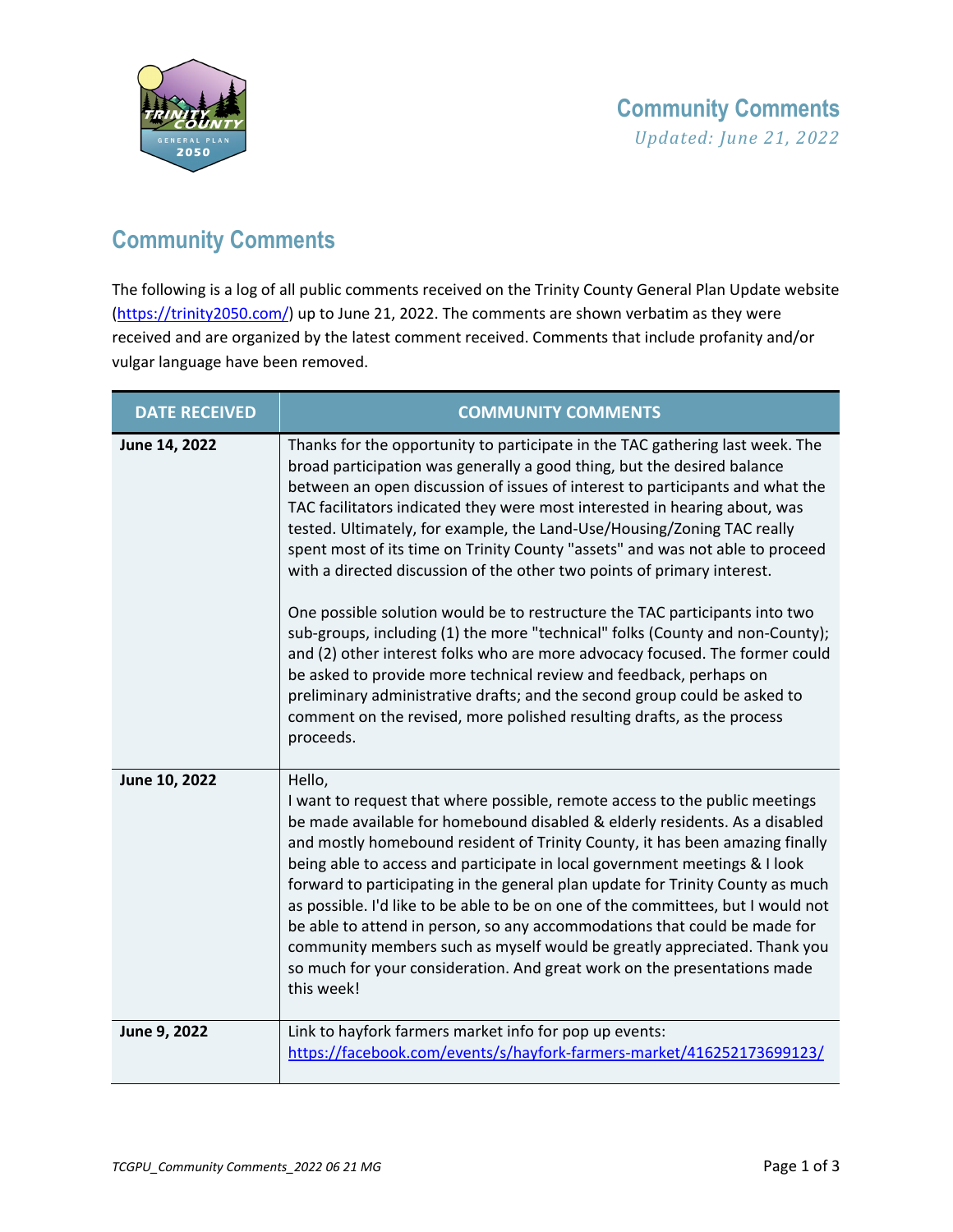# Community Comments

*Updated: June 21, 2022*

## Community Comments

The following is a log of all public comments received on the Trinity County General Plan Update website (https://trinity2050.com/) up to June 21, 2022. The comments are shown verbatim as they were received and are organized by the latest comment received. Comments that include profanity and/or vulgar language have been removed.

| DATE RECEIVED | COMMUNITY COMMENTS |
|---|---|
| **June 14, 2022** | Thanks for the opportunity to participate in the TAC gathering last week. The broad participation was generally a good thing, but the desired balance between an open discussion of issues of interest to participants and what the TAC facilitators indicated they were most interested in hearing about, was tested. Ultimately, for example, the Land-Use/Housing/Zoning TAC really spent most of its time on Trinity County "assets" and was not able to proceed with a directed discussion of the other two points of primary interest.<br><br>One possible solution would be to restructure the TAC participants into two sub-groups, including (1) the more "technical" folks (County and non-County); and (2) other interest folks who are more advocacy focused. The former could be asked to provide more technical review and feedback, perhaps on preliminary administrative drafts; and the second group could be asked to comment on the revised, more polished resulting drafts, as the process proceeds. |
| **June 10, 2022** | Hello,<br>I want to request that where possible, remote access to the public meetings be made available for homebound disabled & elderly residents. As a disabled and mostly homebound resident of Trinity County, it has been amazing finally being able to access and participate in local government meetings & I look forward to participating in the general plan update for Trinity County as much as possible. I'd like to be able to be on one of the committees, but I would not be able to attend in person, so any accommodations that could be made for community members such as myself would be greatly appreciated. Thank you so much for your consideration. And great work on the presentations made this week! |
| **June 9, 2022** | Link to hayfork farmers market info for pop up events: https://facebook.com/events/s/hayfork-farmers-market/416252173699123/ |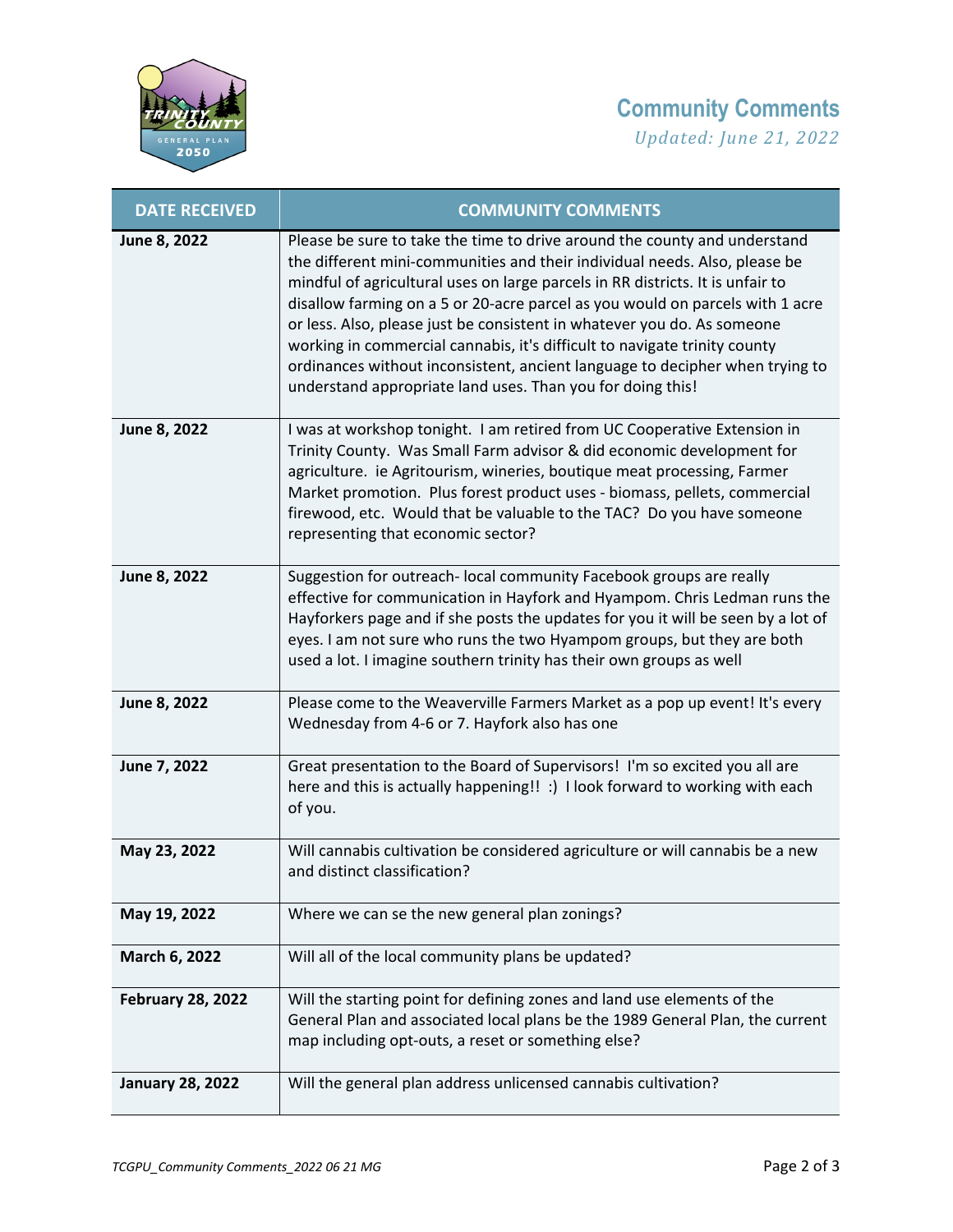# Community Comments

*Updated: June 21, 2022*

| DATE RECEIVED | COMMUNITY COMMENTS |
|---|---|
| **June 8, 2022** | Please be sure to take the time to drive around the county and understand the different mini-communities and their individual needs. Also, please be mindful of agricultural uses on large parcels in RR districts. It is unfair to disallow farming on a 5 or 20-acre parcel as you would on parcels with 1 acre or less. Also, please just be consistent in whatever you do. As someone working in commercial cannabis, it's difficult to navigate trinity county ordinances without inconsistent, ancient language to decipher when trying to understand appropriate land uses. Than you for doing this! |
| **June 8, 2022** | I was at workshop tonight. I am retired from UC Cooperative Extension in Trinity County. Was Small Farm advisor & did economic development for agriculture. ie Agritourism, wineries, boutique meat processing, Farmer Market promotion. Plus forest product uses - biomass, pellets, commercial firewood, etc. Would that be valuable to the TAC? Do you have someone representing that economic sector? |
| **June 8, 2022** | Suggestion for outreach- local community Facebook groups are really effective for communication in Hayfork and Hyampom. Chris Ledman runs the Hayforkers page and if she posts the updates for you it will be seen by a lot of eyes. I am not sure who runs the two Hyampom groups, but they are both used a lot. I imagine southern trinity has their own groups as well |
| **June 8, 2022** | Please come to the Weaverville Farmers Market as a pop up event! It's every Wednesday from 4-6 or 7. Hayfork also has one |
| **June 7, 2022** | Great presentation to the Board of Supervisors! I'm so excited you all are here and this is actually happening!! :) I look forward to working with each of you. |
| **May 23, 2022** | Will cannabis cultivation be considered agriculture or will cannabis be a new and distinct classification? |
| **May 19, 2022** | Where we can se the new general plan zonings? |
| **March 6, 2022** | Will all of the local community plans be updated? |
| **February 28, 2022** | Will the starting point for defining zones and land use elements of the General Plan and associated local plans be the 1989 General Plan, the current map including opt-outs, a reset or something else? |
| **January 28, 2022** | Will the general plan address unlicensed cannabis cultivation? |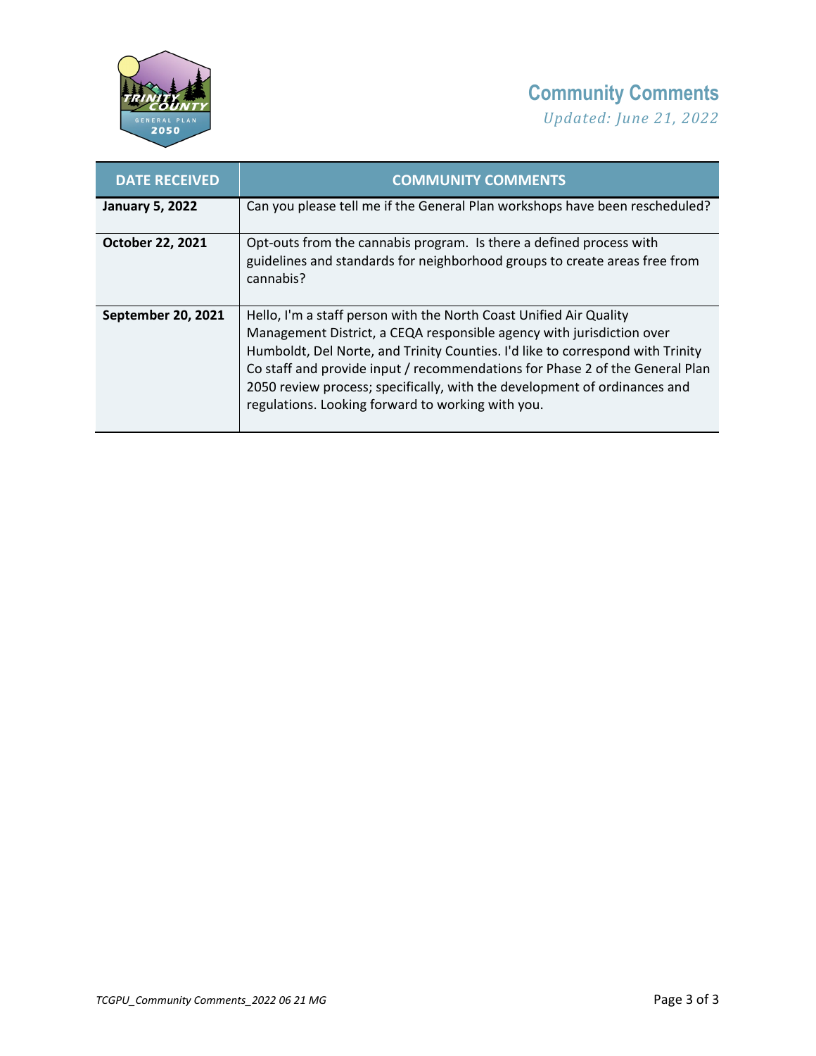## Community Comments

*Updated: June 21, 2022*

| DATE RECEIVED | COMMUNITY COMMENTS |
|---|---|
| **January 5, 2022** | Can you please tell me if the General Plan workshops have been rescheduled? |
| **October 22, 2021** | Opt-outs from the cannabis program. Is there a defined process with guidelines and standards for neighborhood groups to create areas free from cannabis? |
| **September 20, 2021** | Hello, I'm a staff person with the North Coast Unified Air Quality Management District, a CEQA responsible agency with jurisdiction over Humboldt, Del Norte, and Trinity Counties. I'd like to correspond with Trinity Co staff and provide input / recommendations for Phase 2 of the General Plan 2050 review process; specifically, with the development of ordinances and regulations. Looking forward to working with you. |